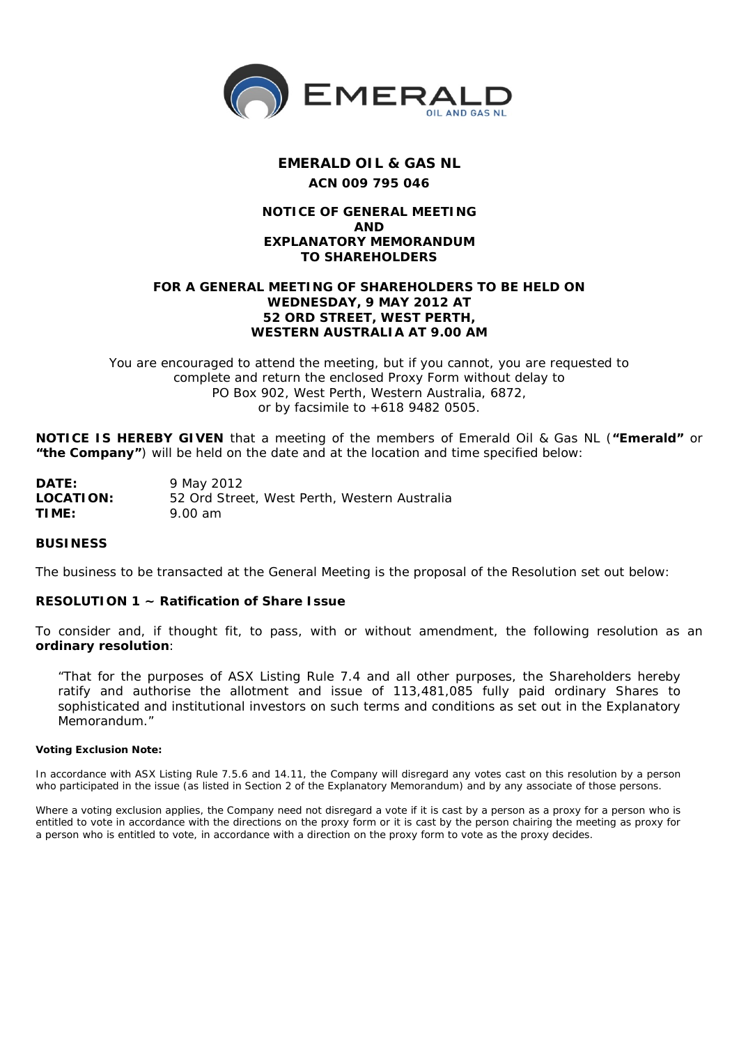# EMERALD OIL & GAS NL

**ACN 009 795 046**

## NOTICE OF GENERAL MEETING AND EXPLANATORY MEMORANDUM TO SHAREHOLDERS

**FOR A GENERAL MEETING OF SHAREHOLDERS TO BE HELD ON WEDNESDAY, 9 MAY 2012 AT 52 ORD STREET, WEST PERTH, WESTERN AUSTRALIA AT 9.00 AM**

You are encouraged to attend the meeting, but if you cannot, you are requested to complete and return the enclosed Proxy Form without delay to PO Box 902, West Perth, Western Australia, 6872, or by facsimile to +618 9482 0505.

**NOTICE IS HEREBY GIVEN** that a meeting of the members of Emerald Oil & Gas NL (**"Emerald"** or **"the Company"**) will be held on the date and at the location and time specified below:

| | |
|---|---|
| **DATE:** | 9 May 2012 |
| **LOCATION:** | 52 Ord Street, West Perth, Western Australia |
| **TIME:** | 9.00 am |

### BUSINESS

The business to be transacted at the General Meeting is the proposal of the Resolution set out below:

### RESOLUTION 1 ~ Ratification of Share Issue

To consider and, if thought fit, to pass, with or without amendment, the following resolution as an **ordinary resolution**:

> "That for the purposes of ASX Listing Rule 7.4 and all other purposes, the Shareholders hereby ratify and authorise the allotment and issue of 113,481,085 fully paid ordinary Shares to sophisticated and institutional investors on such terms and conditions as set out in the Explanatory Memorandum."

**Voting Exclusion Note:**

In accordance with ASX Listing Rule 7.5.6 and 14.11, the Company will disregard any votes cast on this resolution by a person who participated in the issue (as listed in Section 2 of the Explanatory Memorandum) and by any associate of those persons.

Where a voting exclusion applies, the Company need not disregard a vote if it is cast by a person as a proxy for a person who is entitled to vote in accordance with the directions on the proxy form or it is cast by the person chairing the meeting as proxy for a person who is entitled to vote, in accordance with a direction on the proxy form to vote as the proxy decides.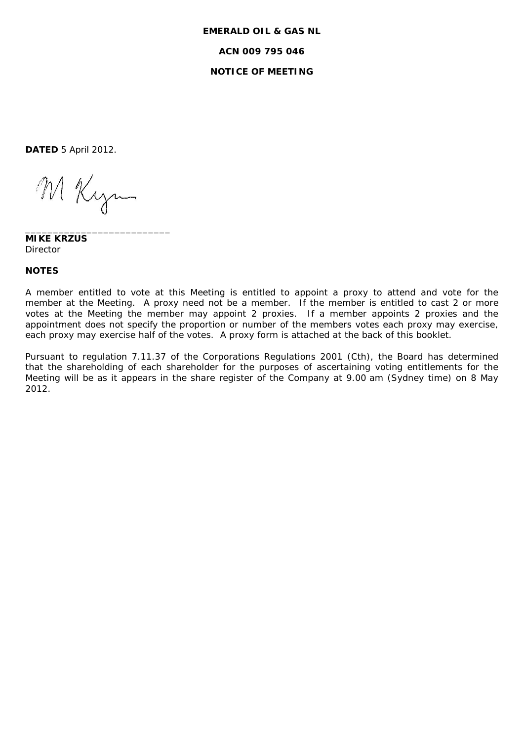**EMERALD OIL & GAS NL**

**ACN 009 795 046**

**NOTICE OF MEETING**

**DATED** 5 April 2012.

___________________________
**MIKE KRZUS**
Director

**NOTES**

A member entitled to vote at this Meeting is entitled to appoint a proxy to attend and vote for the member at the Meeting. A proxy need not be a member. If the member is entitled to cast 2 or more votes at the Meeting the member may appoint 2 proxies. If a member appoints 2 proxies and the appointment does not specify the proportion or number of the members votes each proxy may exercise, each proxy may exercise half of the votes. A proxy form is attached at the back of this booklet.

Pursuant to regulation 7.11.37 of the Corporations Regulations 2001 (Cth), the Board has determined that the shareholding of each shareholder for the purposes of ascertaining voting entitlements for the Meeting will be as it appears in the share register of the Company at 9.00 am (Sydney time) on 8 May 2012.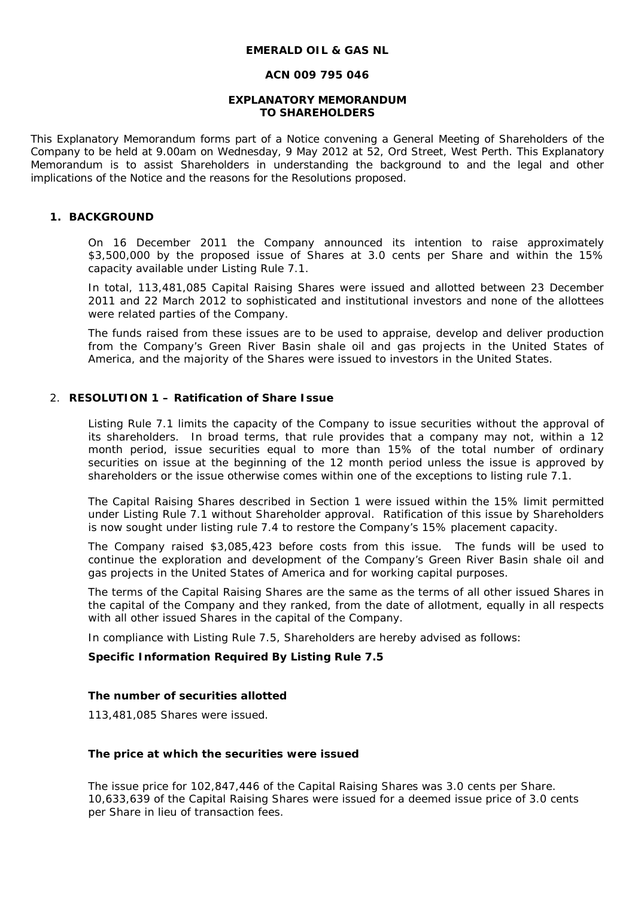**EMERALD OIL & GAS NL**

**ACN 009 795 046**

**EXPLANATORY MEMORANDUM**
**TO SHAREHOLDERS**

This Explanatory Memorandum forms part of a Notice convening a General Meeting of Shareholders of the Company to be held at 9.00am on Wednesday, 9 May 2012 at 52, Ord Street, West Perth. This Explanatory Memorandum is to assist Shareholders in understanding the background to and the legal and other implications of the Notice and the reasons for the Resolutions proposed.

## 1. BACKGROUND

On 16 December 2011 the Company announced its intention to raise approximately $3,500,000 by the proposed issue of Shares at 3.0 cents per Share and within the 15% capacity available under Listing Rule 7.1.

In total, 113,481,085 Capital Raising Shares were issued and allotted between 23 December 2011 and 22 March 2012 to sophisticated and institutional investors and none of the allottees were related parties of the Company.

The funds raised from these issues are to be used to appraise, develop and deliver production from the Company's Green River Basin shale oil and gas projects in the United States of America, and the majority of the Shares were issued to investors in the United States.

## 2. RESOLUTION 1 – Ratification of Share Issue

Listing Rule 7.1 limits the capacity of the Company to issue securities without the approval of its shareholders. In broad terms, that rule provides that a company may not, within a 12 month period, issue securities equal to more than 15% of the total number of ordinary securities on issue at the beginning of the 12 month period unless the issue is approved by shareholders or the issue otherwise comes within one of the exceptions to listing rule 7.1.

The Capital Raising Shares described in Section 1 were issued within the 15% limit permitted under Listing Rule 7.1 without Shareholder approval. Ratification of this issue by Shareholders is now sought under listing rule 7.4 to restore the Company's 15% placement capacity.

The Company raised $3,085,423 before costs from this issue. The funds will be used to continue the exploration and development of the Company's Green River Basin shale oil and gas projects in the United States of America and for working capital purposes.

The terms of the Capital Raising Shares are the same as the terms of all other issued Shares in the capital of the Company and they ranked, from the date of allotment, equally in all respects with all other issued Shares in the capital of the Company.

In compliance with Listing Rule 7.5, Shareholders are hereby advised as follows:

**Specific Information Required By Listing Rule 7.5**

**The number of securities allotted**

113,481,085 Shares were issued.

**The price at which the securities were issued**

The issue price for 102,847,446 of the Capital Raising Shares was 3.0 cents per Share. 10,633,639 of the Capital Raising Shares were issued for a deemed issue price of 3.0 cents per Share in lieu of transaction fees.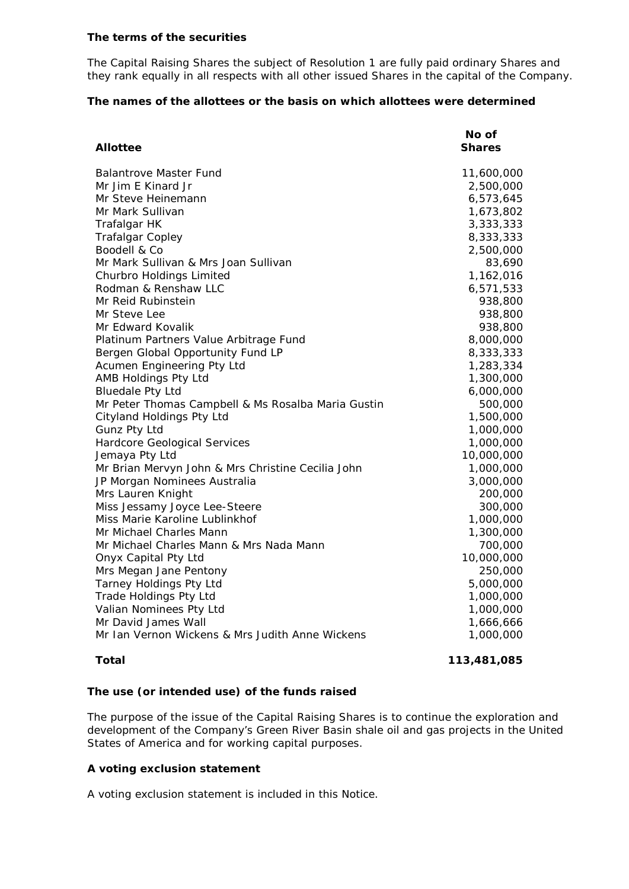**The terms of the securities**

The Capital Raising Shares the subject of Resolution 1 are fully paid ordinary Shares and they rank equally in all respects with all other issued Shares in the capital of the Company.

**The names of the allottees or the basis on which allottees were determined**

| **Allottee** | **No of Shares** |
|---|---|
| Balantrove Master Fund | 11,600,000 |
| Mr Jim E Kinard Jr | 2,500,000 |
| Mr Steve Heinemann | 6,573,645 |
| Mr Mark Sullivan | 1,673,802 |
| Trafalgar HK | 3,333,333 |
| Trafalgar Copley | 8,333,333 |
| Boodell & Co | 2,500,000 |
| Mr Mark Sullivan & Mrs Joan Sullivan | 83,690 |
| Churbro Holdings Limited | 1,162,016 |
| Rodman & Renshaw LLC | 6,571,533 |
| Mr Reid Rubinstein | 938,800 |
| Mr Steve Lee | 938,800 |
| Mr Edward Kovalik | 938,800 |
| Platinum Partners Value Arbitrage Fund | 8,000,000 |
| Bergen Global Opportunity Fund LP | 8,333,333 |
| Acumen Engineering Pty Ltd | 1,283,334 |
| AMB Holdings Pty Ltd | 1,300,000 |
| Bluedale Pty Ltd | 6,000,000 |
| Mr Peter Thomas Campbell & Ms Rosalba Maria Gustin | 500,000 |
| Cityland Holdings Pty Ltd | 1,500,000 |
| Gunz Pty Ltd | 1,000,000 |
| Hardcore Geological Services | 1,000,000 |
| Jemaya Pty Ltd | 10,000,000 |
| Mr Brian Mervyn John & Mrs Christine Cecilia John | 1,000,000 |
| JP Morgan Nominees Australia | 3,000,000 |
| Mrs Lauren Knight | 200,000 |
| Miss Jessamy Joyce Lee-Steere | 300,000 |
| Miss Marie Karoline Lublinkhof | 1,000,000 |
| Mr Michael Charles Mann | 1,300,000 |
| Mr Michael Charles Mann & Mrs Nada Mann | 700,000 |
| Onyx Capital Pty Ltd | 10,000,000 |
| Mrs Megan Jane Pentony | 250,000 |
| Tarney Holdings Pty Ltd | 5,000,000 |
| Trade Holdings Pty Ltd | 1,000,000 |
| Valian Nominees Pty Ltd | 1,000,000 |
| Mr David James Wall | 1,666,666 |
| Mr Ian Vernon Wickens & Mrs Judith Anne Wickens | 1,000,000 |
| **Total** | **113,481,085** |

**The use (or intended use) of the funds raised**

The purpose of the issue of the Capital Raising Shares is to continue the exploration and development of the Company's Green River Basin shale oil and gas projects in the United States of America and for working capital purposes.

**A voting exclusion statement**

A voting exclusion statement is included in this Notice.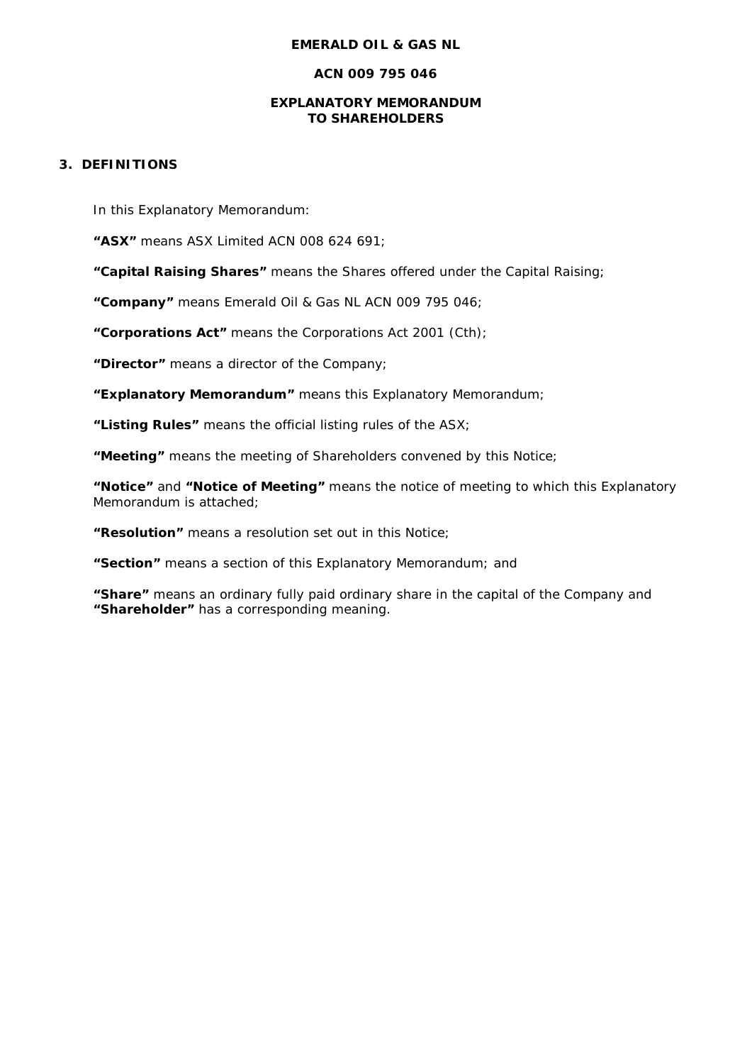**EMERALD OIL & GAS NL**

**ACN 009 795 046**

**EXPLANATORY MEMORANDUM TO SHAREHOLDERS**

## 3. DEFINITIONS

In this Explanatory Memorandum:

**"ASX"** means ASX Limited ACN 008 624 691;

**"Capital Raising Shares"** means the Shares offered under the Capital Raising;

**"Company"** means Emerald Oil & Gas NL ACN 009 795 046;

**"Corporations Act"** means the Corporations Act 2001 (Cth);

**"Director"** means a director of the Company;

**"Explanatory Memorandum"** means this Explanatory Memorandum;

**"Listing Rules"** means the official listing rules of the ASX;

**"Meeting"** means the meeting of Shareholders convened by this Notice;

**"Notice"** and **"Notice of Meeting"** means the notice of meeting to which this Explanatory Memorandum is attached;

**"Resolution"** means a resolution set out in this Notice;

**"Section"** means a section of this Explanatory Memorandum; and

**"Share"** means an ordinary fully paid ordinary share in the capital of the Company and **"Shareholder"** has a corresponding meaning.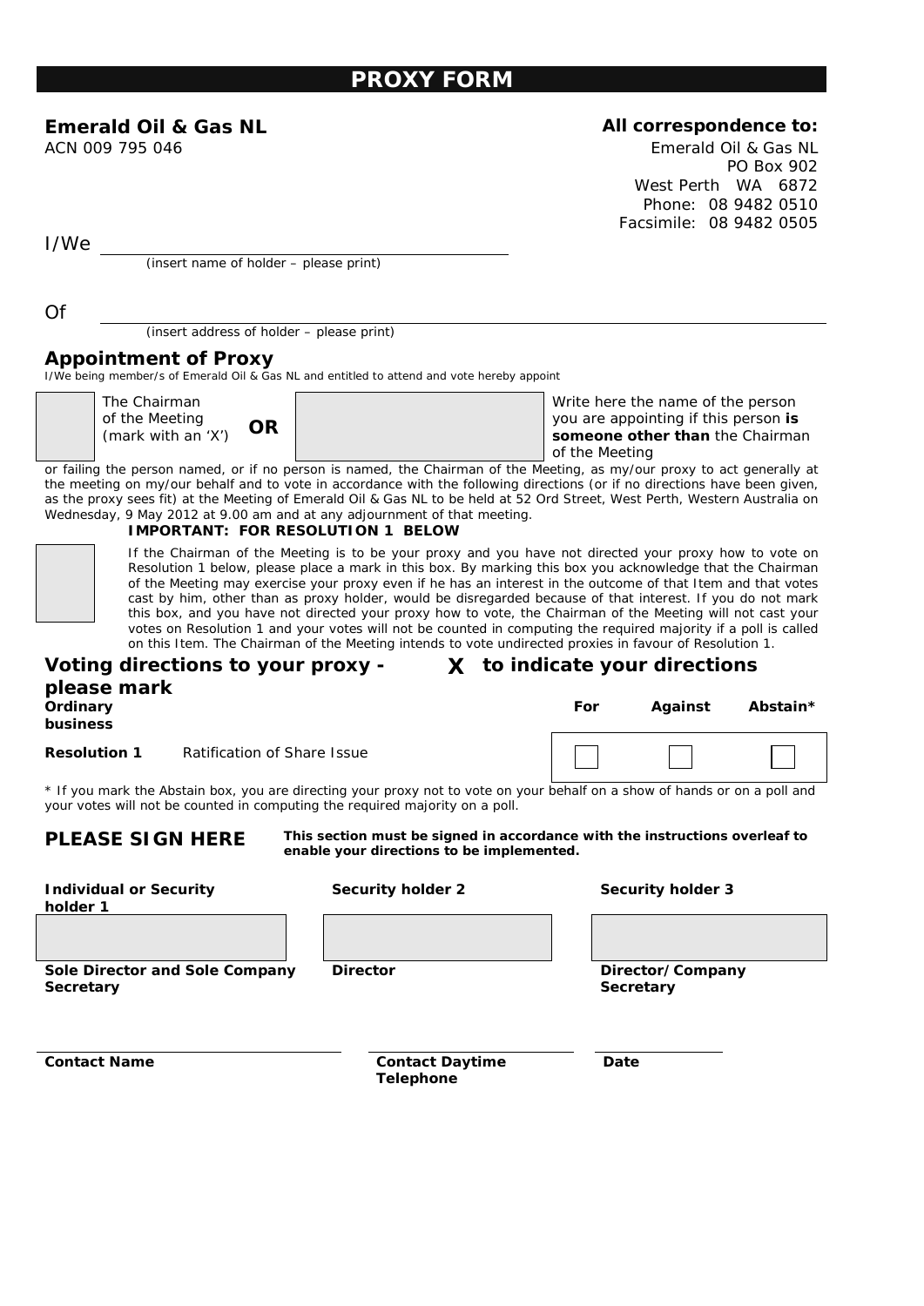# PROXY FORM

**Emerald Oil & Gas NL**
ACN 009 795 046

**All correspondence to:**
Emerald Oil & Gas NL
PO Box 902
West Perth WA 6872
Phone: 08 9482 0510
Facsimile: 08 9482 0505

I/We ______________________________
*(insert name of holder – please print)*

Of ______________________________
*(insert address of holder – please print)*

## Appointment of Proxy

I/We being member/s of Emerald Oil & Gas NL and entitled to attend and vote hereby appoint

☐ The Chairman of the Meeting (mark with an 'X') **OR** ☐ Write here the name of the person you are appointing if this person **is someone other than** the Chairman of the Meeting

or failing the person named, or if no person is named, the Chairman of the Meeting, as my/our proxy to act generally at the meeting on my/our behalf and to vote in accordance with the following directions (or if no directions have been given, as the proxy sees fit) at the Meeting of Emerald Oil & Gas NL to be held at 52 Ord Street, West Perth, Western Australia on Wednesday, 9 May 2012 at 9.00 am and at any adjournment of that meeting.

**IMPORTANT: FOR RESOLUTION 1 BELOW**

☐ If the Chairman of the Meeting is to be your proxy and you have not directed your proxy how to vote on Resolution 1 below, please place a mark in this box. By marking this box you acknowledge that the Chairman of the Meeting may exercise your proxy even if he has an interest in the outcome of that Item and that votes cast by him, other than as proxy holder, would be disregarded because of that interest. If you do not mark this box, and you have not directed your proxy how to vote, the Chairman of the Meeting will not cast your votes on Resolution 1 and your votes will not be counted in computing the required majority if a poll is called on this Item. The Chairman of the Meeting intends to vote undirected proxies in favour of Resolution 1.

## Voting directions to your proxy - please mark X to indicate your directions

| Ordinary business | | For | Against | Abstain* |
|---|---|---|---|---|
| **Resolution 1** | Ratification of Share Issue | ☐ | ☐ | ☐ |

\* If you mark the Abstain box, you are directing your proxy not to vote on your behalf on a show of hands or on a poll and your votes will not be counted in computing the required majority on a poll.

## PLEASE SIGN HERE

**This section must be signed in accordance with the instructions overleaf to enable your directions to be implemented.**

| Individual or Security holder 1 | Security holder 2 | Security holder 3 |
|---|---|---|
| | | |
| **Sole Director and Sole Company Secretary** | **Director** | **Director/Company Secretary** |

| Contact Name | Contact Daytime Telephone | Date |
|---|---|---|
| | | |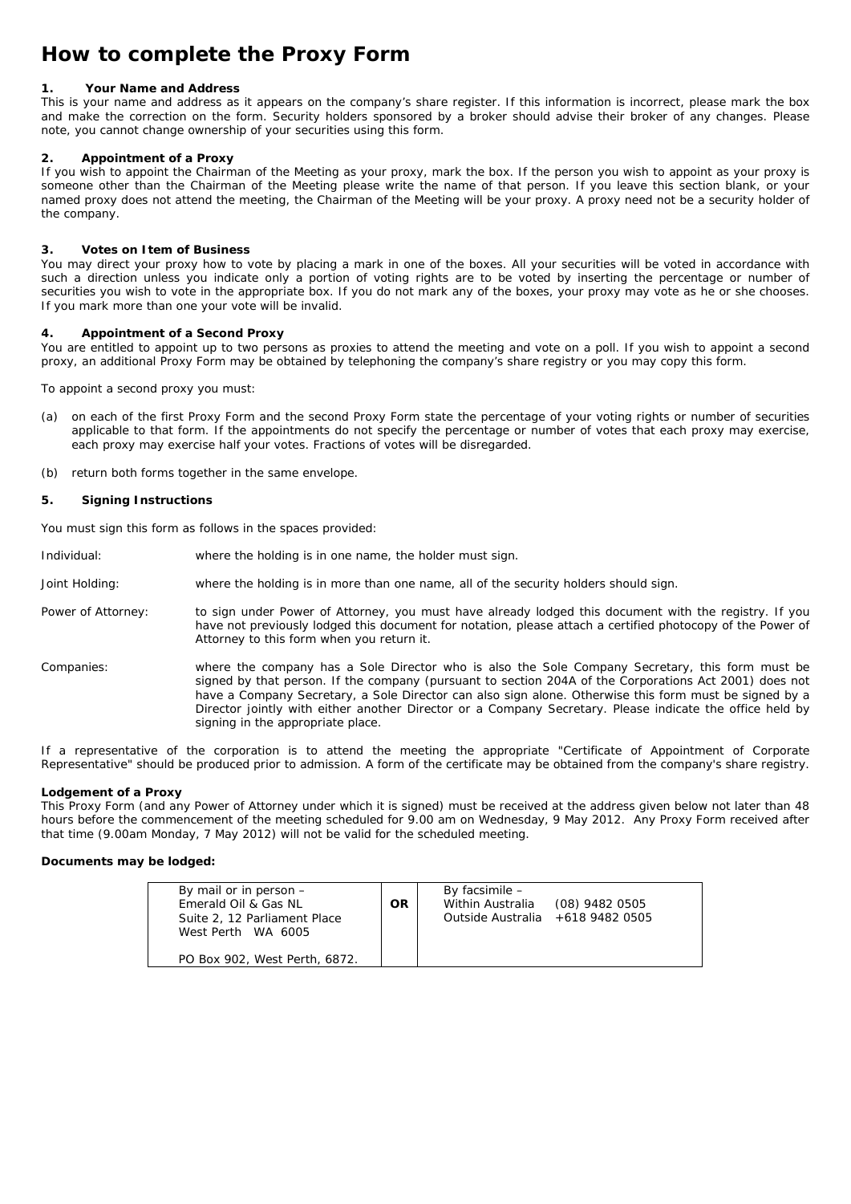# How to complete the Proxy Form

**1. Your Name and Address**

This is your name and address as it appears on the company's share register. If this information is incorrect, please mark the box and make the correction on the form. Security holders sponsored by a broker should advise their broker of any changes. Please note, you cannot change ownership of your securities using this form.

**2. Appointment of a Proxy**

If you wish to appoint the Chairman of the Meeting as your proxy, mark the box. If the person you wish to appoint as your proxy is someone other than the Chairman of the Meeting please write the name of that person. If you leave this section blank, or your named proxy does not attend the meeting, the Chairman of the Meeting will be your proxy. A proxy need not be a security holder of the company.

**3. Votes on Item of Business**

You may direct your proxy how to vote by placing a mark in one of the boxes. All your securities will be voted in accordance with such a direction unless you indicate only a portion of voting rights are to be voted by inserting the percentage or number of securities you wish to vote in the appropriate box. If you do not mark any of the boxes, your proxy may vote as he or she chooses. If you mark more than one your vote will be invalid.

**4. Appointment of a Second Proxy**

You are entitled to appoint up to two persons as proxies to attend the meeting and vote on a poll. If you wish to appoint a second proxy, an additional Proxy Form may be obtained by telephoning the company's share registry or you may copy this form.

To appoint a second proxy you must:

(a) on each of the first Proxy Form and the second Proxy Form state the percentage of your voting rights or number of securities applicable to that form. If the appointments do not specify the percentage or number of votes that each proxy may exercise, each proxy may exercise half your votes. Fractions of votes will be disregarded.

(b) return both forms together in the same envelope.

**5. Signing Instructions**

You must sign this form as follows in the spaces provided:

Individual: where the holding is in one name, the holder must sign.

Joint Holding: where the holding is in more than one name, all of the security holders should sign.

Power of Attorney: to sign under Power of Attorney, you must have already lodged this document with the registry. If you have not previously lodged this document for notation, please attach a certified photocopy of the Power of Attorney to this form when you return it.

Companies: where the company has a Sole Director who is also the Sole Company Secretary, this form must be signed by that person. If the company (pursuant to section 204A of the Corporations Act 2001) does not have a Company Secretary, a Sole Director can also sign alone. Otherwise this form must be signed by a Director jointly with either another Director or a Company Secretary. Please indicate the office held by signing in the appropriate place.

If a representative of the corporation is to attend the meeting the appropriate "Certificate of Appointment of Corporate Representative" should be produced prior to admission. A form of the certificate may be obtained from the company's share registry.

**Lodgement of a Proxy**

This Proxy Form (and any Power of Attorney under which it is signed) must be received at the address given below not later than 48 hours before the commencement of the meeting scheduled for 9.00 am on Wednesday, 9 May 2012. Any Proxy Form received after that time (9.00am Monday, 7 May 2012) will not be valid for the scheduled meeting.

**Documents may be lodged:**

| | | |
|---|---|---|
| By mail or in person –<br>Emerald Oil & Gas NL<br>Suite 2, 12 Parliament Place<br>West Perth WA 6005<br><br>PO Box 902, West Perth, 6872. | **OR** | By facsimile –<br>Within Australia (08) 9482 0505<br>Outside Australia +618 9482 0505 |